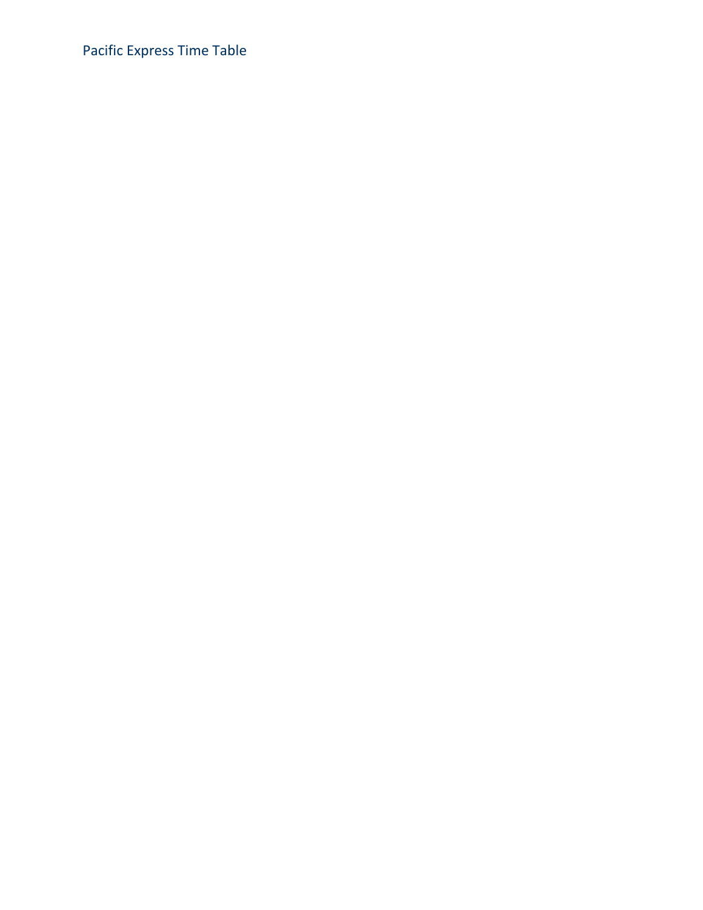# Pacific Express Time Table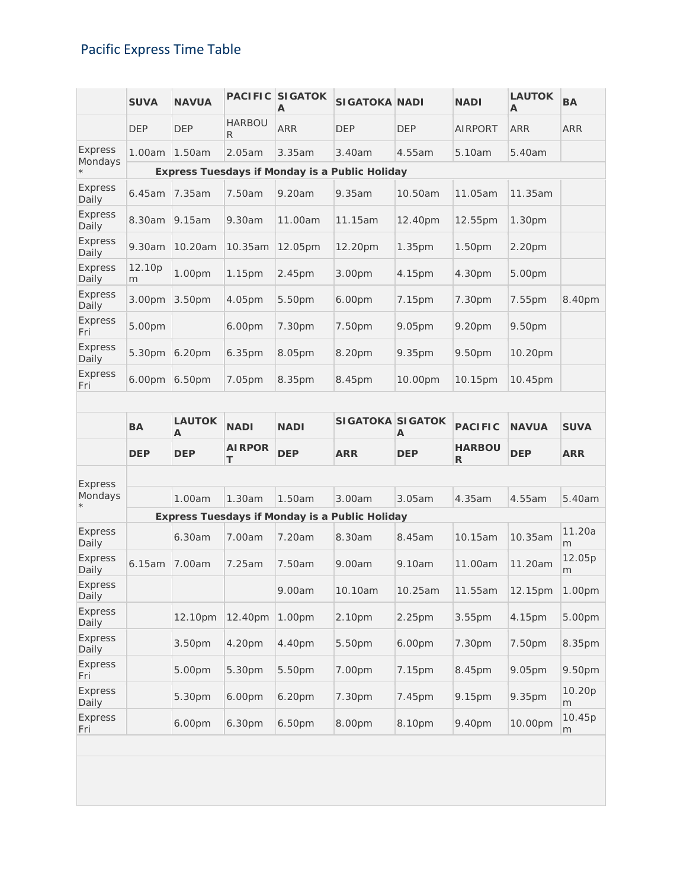## Pacific Express Time Table

| | SUVA | NAVUA | PACIFIC | SIGATOKA | SIGATOKA | NADI | NADI | LAUTOKA | BA |
|---|---|---|---|---|---|---|---|---|---|
| | DEP | DEP | HARBOUR | ARR | DEP | DEP | AIRPORT | ARR | ARR |
| Express Mondays * | 1.00am | 1.50am | 2.05am | 3.35am | 3.40am | 4.55am | 5.10am | 5.40am | |
| | **Express Tuesdays if Monday is a Public Holiday** | | | | | | | | |
| Express Daily | 6.45am | 7.35am | 7.50am | 9.20am | 9.35am | 10.50am | 11.05am | 11.35am | |
| Express Daily | 8.30am | 9.15am | 9.30am | 11.00am | 11.15am | 12.40pm | 12.55pm | 1.30pm | |
| Express Daily | 9.30am | 10.20am | 10.35am | 12.05pm | 12.20pm | 1.35pm | 1.50pm | 2.20pm | |
| Express Daily | 12.10pm | 1.00pm | 1.15pm | 2.45pm | 3.00pm | 4.15pm | 4.30pm | 5.00pm | |
| Express Daily | 3.00pm | 3.50pm | 4.05pm | 5.50pm | 6.00pm | 7.15pm | 7.30pm | 7.55pm | 8.40pm |
| Express Fri | 5.00pm | | 6.00pm | 7.30pm | 7.50pm | 9.05pm | 9.20pm | 9.50pm | |
| Express Daily | 5.30pm | 6.20pm | 6.35pm | 8.05pm | 8.20pm | 9.35pm | 9.50pm | 10.20pm | |
| Express Fri | 6.00pm | 6.50pm | 7.05pm | 8.35pm | 8.45pm | 10.00pm | 10.15pm | 10.45pm | |

| | **BA** | **LAUTOKA** | **NADI** | **NADI** | **SIGATOKA** | **SIGATOKA** | **PACIFIC** | **NAVUA** | **SUVA** |
|---|---|---|---|---|---|---|---|---|---|
| | **DEP** | **DEP** | **AIRPORT** | **DEP** | **ARR** | **DEP** | **HARBOUR** | **DEP** | **ARR** |
| Express Mondays * | | 1.00am | 1.30am | 1.50am | 3.00am | 3.05am | 4.35am | 4.55am | 5.40am |
| | **Express Tuesdays if Monday is a Public Holiday** | | | | | | | | |
| Express Daily | | 6.30am | 7.00am | 7.20am | 8.30am | 8.45am | 10.15am | 10.35am | 11.20am |
| Express Daily | 6.15am | 7.00am | 7.25am | 7.50am | 9.00am | 9.10am | 11.00am | 11.20am | 12.05pm |
| Express Daily | | | | 9.00am | 10.10am | 10.25am | 11.55am | 12.15pm | 1.00pm |
| Express Daily | | 12.10pm | 12.40pm | 1.00pm | 2.10pm | 2.25pm | 3.55pm | 4.15pm | 5.00pm |
| Express Daily | | 3.50pm | 4.20pm | 4.40pm | 5.50pm | 6.00pm | 7.30pm | 7.50pm | 8.35pm |
| Express Fri | | 5.00pm | 5.30pm | 5.50pm | 7.00pm | 7.15pm | 8.45pm | 9.05pm | 9.50pm |
| Express Daily | | 5.30pm | 6.00pm | 6.20pm | 7.30pm | 7.45pm | 9.15pm | 9.35pm | 10.20pm |
| Express Fri | | 6.00pm | 6.30pm | 6.50pm | 8.00pm | 8.10pm | 9.40pm | 10.00pm | 10.45pm |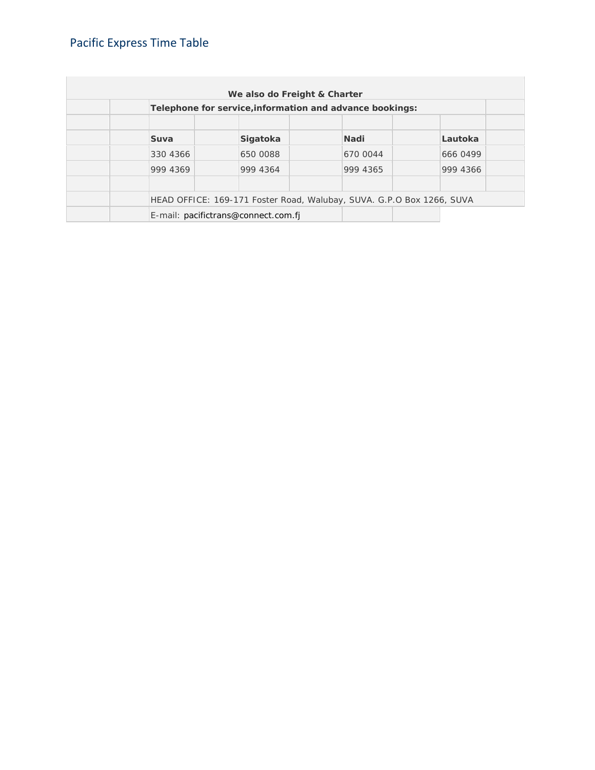Pacific Express Time Table

| | | | | | |
|---|---|---|---|---|---|
| We also do Freight & Charter | | | | | |
| Telephone for service,information and advance bookings: | | | | | |
| **Suva** | | **Sigatoka** | | **Nadi** | **Lautoka** |
| 330 4366 | | 650 0088 | | 670 0044 | 666 0499 |
| 999 4369 | | 999 4364 | | 999 4365 | 999 4366 |
| HEAD OFFICE: 169-171 Foster Road, Walubay, SUVA. G.P.O Box 1266, SUVA | | | | | |
| E-mail: pacifictrans@connect.com.fj | | | | | |